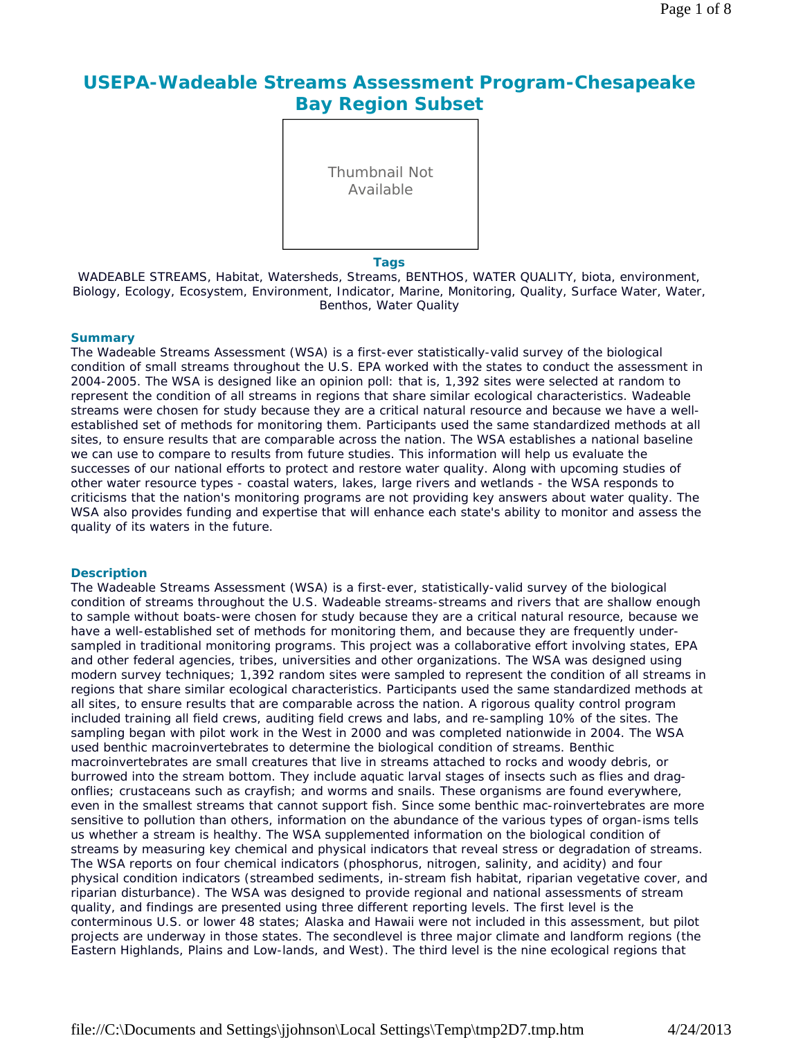# USEPA-Wadeable Streams Assessment Program-Chesapeake Bay Region Subset

Thumbnail Not Available

**Tags**

WADEABLE STREAMS, Habitat, Watersheds, Streams, BENTHOS, WATER QUALITY, biota, environment, Biology, Ecology, Ecosystem, Environment, Indicator, Marine, Monitoring, Quality, Surface Water, Water, Benthos, Water Quality

## Summary

The Wadeable Streams Assessment (WSA) is a first-ever statistically-valid survey of the biological condition of small streams throughout the U.S. EPA worked with the states to conduct the assessment in 2004-2005. The WSA is designed like an opinion poll: that is, 1,392 sites were selected at random to represent the condition of all streams in regions that share similar ecological characteristics. Wadeable streams were chosen for study because they are a critical natural resource and because we have a well-established set of methods for monitoring them. Participants used the same standardized methods at all sites, to ensure results that are comparable across the nation. The WSA establishes a national baseline we can use to compare to results from future studies. This information will help us evaluate the successes of our national efforts to protect and restore water quality. Along with upcoming studies of other water resource types - coastal waters, lakes, large rivers and wetlands - the WSA responds to criticisms that the nation's monitoring programs are not providing key answers about water quality. The WSA also provides funding and expertise that will enhance each state's ability to monitor and assess the quality of its waters in the future.

## Description

The Wadeable Streams Assessment (WSA) is a first-ever, statistically-valid survey of the biological condition of streams throughout the U.S. Wadeable streams-streams and rivers that are shallow enough to sample without boats-were chosen for study because they are a critical natural resource, because we have a well-established set of methods for monitoring them, and because they are frequently under-sampled in traditional monitoring programs. This project was a collaborative effort involving states, EPA and other federal agencies, tribes, universities and other organizations. The WSA was designed using modern survey techniques; 1,392 random sites were sampled to represent the condition of all streams in regions that share similar ecological characteristics. Participants used the same standardized methods at all sites, to ensure results that are comparable across the nation. A rigorous quality control program included training all field crews, auditing field crews and labs, and re-sampling 10% of the sites. The sampling began with pilot work in the West in 2000 and was completed nationwide in 2004. The WSA used benthic macroinvertebrates to determine the biological condition of streams. Benthic macroinvertebrates are small creatures that live in streams attached to rocks and woody debris, or burrowed into the stream bottom. They include aquatic larval stages of insects such as flies and drag-onflies; crustaceans such as crayfish; and worms and snails. These organisms are found everywhere, even in the smallest streams that cannot support fish. Since some benthic mac-roinvertebrates are more sensitive to pollution than others, information on the abundance of the various types of organ-isms tells us whether a stream is healthy. The WSA supplemented information on the biological condition of streams by measuring key chemical and physical indicators that reveal stress or degradation of streams. The WSA reports on four chemical indicators (phosphorus, nitrogen, salinity, and acidity) and four physical condition indicators (streambed sediments, in-stream fish habitat, riparian vegetative cover, and riparian disturbance). The WSA was designed to provide regional and national assessments of stream quality, and findings are presented using three different reporting levels. The first level is the conterminous U.S. or lower 48 states; Alaska and Hawaii were not included in this assessment, but pilot projects are underway in those states. The secondlevel is three major climate and landform regions (the Eastern Highlands, Plains and Low-lands, and West). The third level is the nine ecological regions that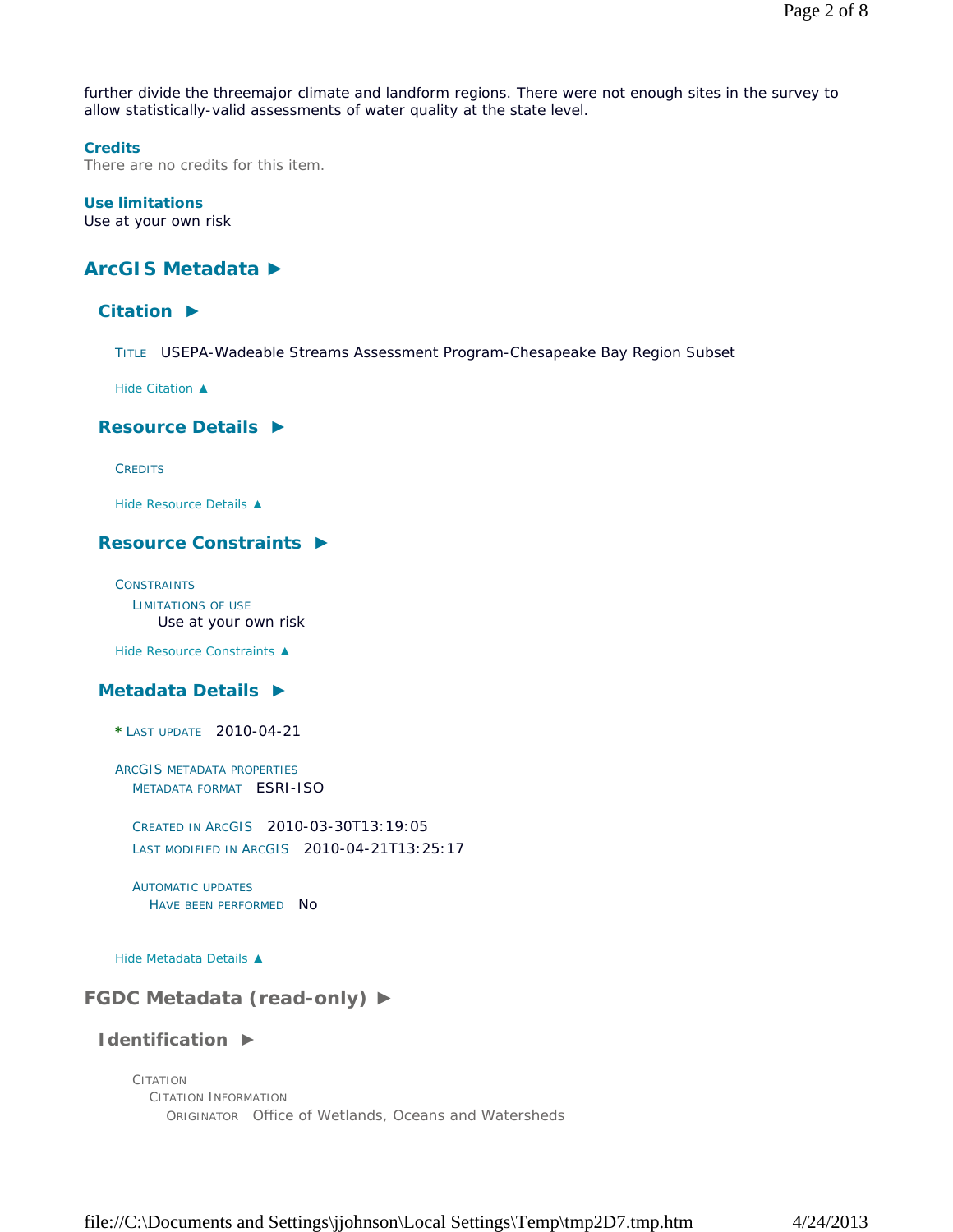further divide the threemajor climate and landform regions. There were not enough sites in the survey to allow statistically-valid assessments of water quality at the state level.

**Credits**

There are no credits for this item.

**Use limitations**

Use at your own risk

## ArcGIS Metadata ►

### Citation ►

TITLE USEPA-Wadeable Streams Assessment Program-Chesapeake Bay Region Subset

Hide Citation ▲

### Resource Details ►

CREDITS

Hide Resource Details ▲

### Resource Constraints ►

CONSTRAINTS
LIMITATIONS OF USE
Use at your own risk

Hide Resource Constraints ▲

### Metadata Details ►

* LAST UPDATE 2010-04-21

ARCGIS METADATA PROPERTIES
METADATA FORMAT ESRI-ISO

CREATED IN ARCGIS 2010-03-30T13:19:05
LAST MODIFIED IN ARCGIS 2010-04-21T13:25:17

AUTOMATIC UPDATES
HAVE BEEN PERFORMED No

Hide Metadata Details ▲

## FGDC Metadata (read-only) ►

### Identification ►

CITATION
CITATION INFORMATION
ORIGINATOR Office of Wetlands, Oceans and Watersheds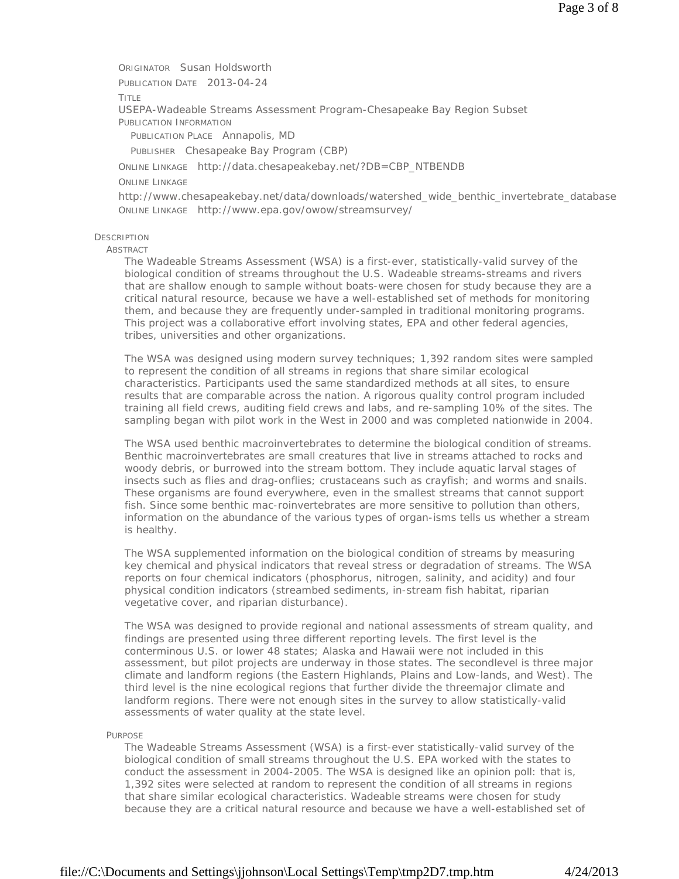ORIGINATOR Susan Holdsworth

PUBLICATION DATE 2013-04-24

TITLE

USEPA-Wadeable Streams Assessment Program-Chesapeake Bay Region Subset

PUBLICATION INFORMATION

PUBLICATION PLACE Annapolis, MD

PUBLISHER Chesapeake Bay Program (CBP)

ONLINE LINKAGE http://data.chesapeakebay.net/?DB=CBP_NTBENDB

ONLINE LINKAGE

http://www.chesapeakebay.net/data/downloads/watershed_wide_benthic_invertebrate_database

ONLINE LINKAGE http://www.epa.gov/owow/streamsurvey/

DESCRIPTION

ABSTRACT

The Wadeable Streams Assessment (WSA) is a first-ever, statistically-valid survey of the biological condition of streams throughout the U.S. Wadeable streams-streams and rivers that are shallow enough to sample without boats-were chosen for study because they are a critical natural resource, because we have a well-established set of methods for monitoring them, and because they are frequently under-sampled in traditional monitoring programs. This project was a collaborative effort involving states, EPA and other federal agencies, tribes, universities and other organizations.

The WSA was designed using modern survey techniques; 1,392 random sites were sampled to represent the condition of all streams in regions that share similar ecological characteristics. Participants used the same standardized methods at all sites, to ensure results that are comparable across the nation. A rigorous quality control program included training all field crews, auditing field crews and labs, and re-sampling 10% of the sites. The sampling began with pilot work in the West in 2000 and was completed nationwide in 2004.

The WSA used benthic macroinvertebrates to determine the biological condition of streams. Benthic macroinvertebrates are small creatures that live in streams attached to rocks and woody debris, or burrowed into the stream bottom. They include aquatic larval stages of insects such as flies and drag-onflies; crustaceans such as crayfish; and worms and snails. These organisms are found everywhere, even in the smallest streams that cannot support fish. Since some benthic mac-roinvertebrates are more sensitive to pollution than others, information on the abundance of the various types of organ-isms tells us whether a stream is healthy.

The WSA supplemented information on the biological condition of streams by measuring key chemical and physical indicators that reveal stress or degradation of streams. The WSA reports on four chemical indicators (phosphorus, nitrogen, salinity, and acidity) and four physical condition indicators (streambed sediments, in-stream fish habitat, riparian vegetative cover, and riparian disturbance).

The WSA was designed to provide regional and national assessments of stream quality, and findings are presented using three different reporting levels. The first level is the conterminous U.S. or lower 48 states; Alaska and Hawaii were not included in this assessment, but pilot projects are underway in those states. The secondlevel is three major climate and landform regions (the Eastern Highlands, Plains and Low-lands, and West). The third level is the nine ecological regions that further divide the threemajor climate and landform regions. There were not enough sites in the survey to allow statistically-valid assessments of water quality at the state level.

PURPOSE

The Wadeable Streams Assessment (WSA) is a first-ever statistically-valid survey of the biological condition of small streams throughout the U.S. EPA worked with the states to conduct the assessment in 2004-2005. The WSA is designed like an opinion poll: that is, 1,392 sites were selected at random to represent the condition of all streams in regions that share similar ecological characteristics. Wadeable streams were chosen for study because they are a critical natural resource and because we have a well-established set of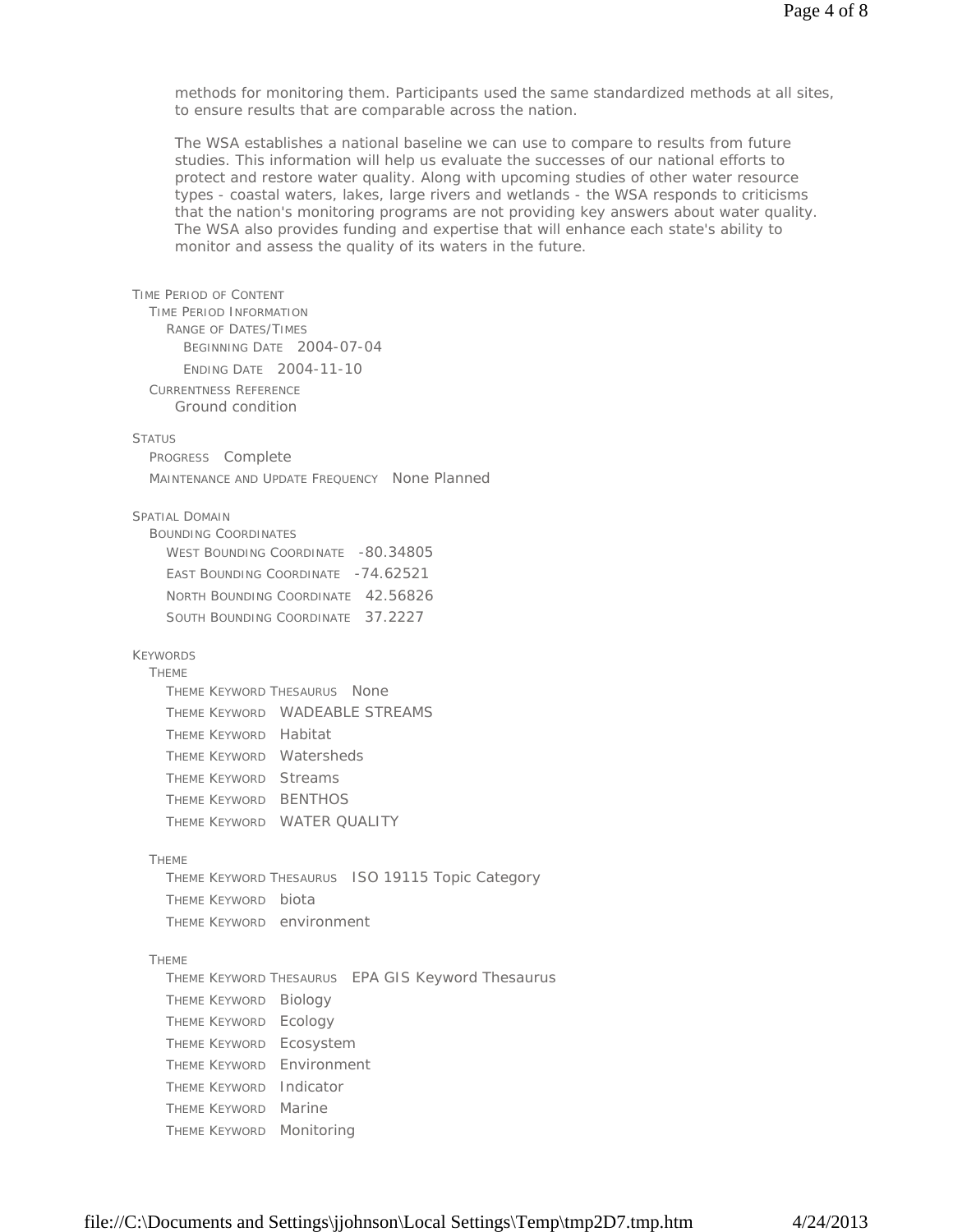methods for monitoring them. Participants used the same standardized methods at all sites, to ensure results that are comparable across the nation.

The WSA establishes a national baseline we can use to compare to results from future studies. This information will help us evaluate the successes of our national efforts to protect and restore water quality. Along with upcoming studies of other water resource types - coastal waters, lakes, large rivers and wetlands - the WSA responds to criticisms that the nation's monitoring programs are not providing key answers about water quality. The WSA also provides funding and expertise that will enhance each state's ability to monitor and assess the quality of its waters in the future.

TIME PERIOD OF CONTENT
- TIME PERIOD INFORMATION
  - RANGE OF DATES/TIMES
    - BEGINNING DATE 2004-07-04
    - ENDING DATE 2004-11-10
- CURRENTNESS REFERENCE
  - Ground condition

STATUS
- PROGRESS Complete
- MAINTENANCE AND UPDATE FREQUENCY None Planned

SPATIAL DOMAIN
- BOUNDING COORDINATES
  - WEST BOUNDING COORDINATE -80.34805
  - EAST BOUNDING COORDINATE -74.62521
  - NORTH BOUNDING COORDINATE 42.56826
  - SOUTH BOUNDING COORDINATE 37.2227

KEYWORDS
- THEME
  - THEME KEYWORD THESAURUS None
  - THEME KEYWORD WADEABLE STREAMS
  - THEME KEYWORD Habitat
  - THEME KEYWORD Watersheds
  - THEME KEYWORD Streams
  - THEME KEYWORD BENTHOS
  - THEME KEYWORD WATER QUALITY
- THEME
  - THEME KEYWORD THESAURUS ISO 19115 Topic Category
  - THEME KEYWORD biota
  - THEME KEYWORD environment
- THEME
  - THEME KEYWORD THESAURUS EPA GIS Keyword Thesaurus
  - THEME KEYWORD Biology
  - THEME KEYWORD Ecology
  - THEME KEYWORD Ecosystem
  - THEME KEYWORD Environment
  - THEME KEYWORD Indicator
  - THEME KEYWORD Marine
  - THEME KEYWORD Monitoring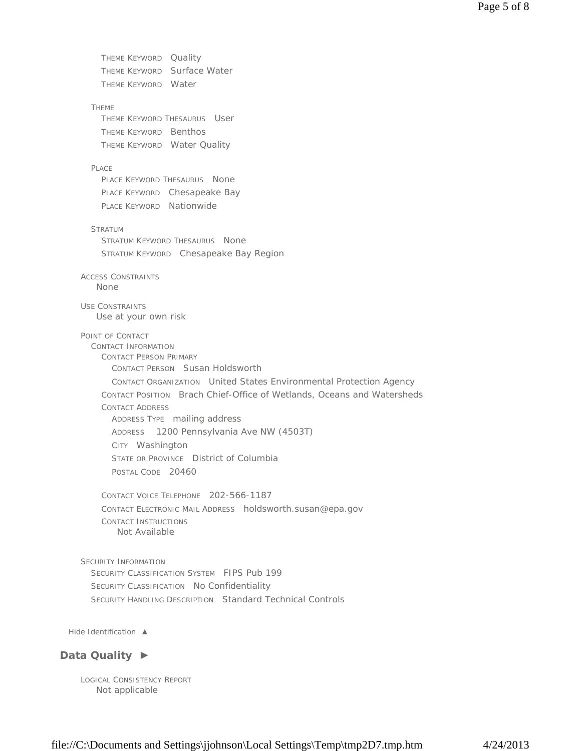THEME KEYWORD Quality
THEME KEYWORD Surface Water
THEME KEYWORD Water

THEME
THEME KEYWORD THESAURUS User
THEME KEYWORD Benthos
THEME KEYWORD Water Quality

PLACE
PLACE KEYWORD THESAURUS None
PLACE KEYWORD Chesapeake Bay
PLACE KEYWORD Nationwide

STRATUM
STRATUM KEYWORD THESAURUS None
STRATUM KEYWORD Chesapeake Bay Region

ACCESS CONSTRAINTS
None

USE CONSTRAINTS
Use at your own risk

POINT OF CONTACT
CONTACT INFORMATION
CONTACT PERSON PRIMARY
CONTACT PERSON Susan Holdsworth
CONTACT ORGANIZATION United States Environmental Protection Agency
CONTACT POSITION Brach Chief-Office of Wetlands, Oceans and Watersheds
CONTACT ADDRESS
ADDRESS TYPE mailing address
ADDRESS 1200 Pennsylvania Ave NW (4503T)
CITY Washington
STATE OR PROVINCE District of Columbia
POSTAL CODE 20460

CONTACT VOICE TELEPHONE 202-566-1187
CONTACT ELECTRONIC MAIL ADDRESS holdsworth.susan@epa.gov
CONTACT INSTRUCTIONS
Not Available

SECURITY INFORMATION
SECURITY CLASSIFICATION SYSTEM FIPS Pub 199
SECURITY CLASSIFICATION No Confidentiality
SECURITY HANDLING DESCRIPTION Standard Technical Controls

Hide Identification ▲

## Data Quality ►

LOGICAL CONSISTENCY REPORT
Not applicable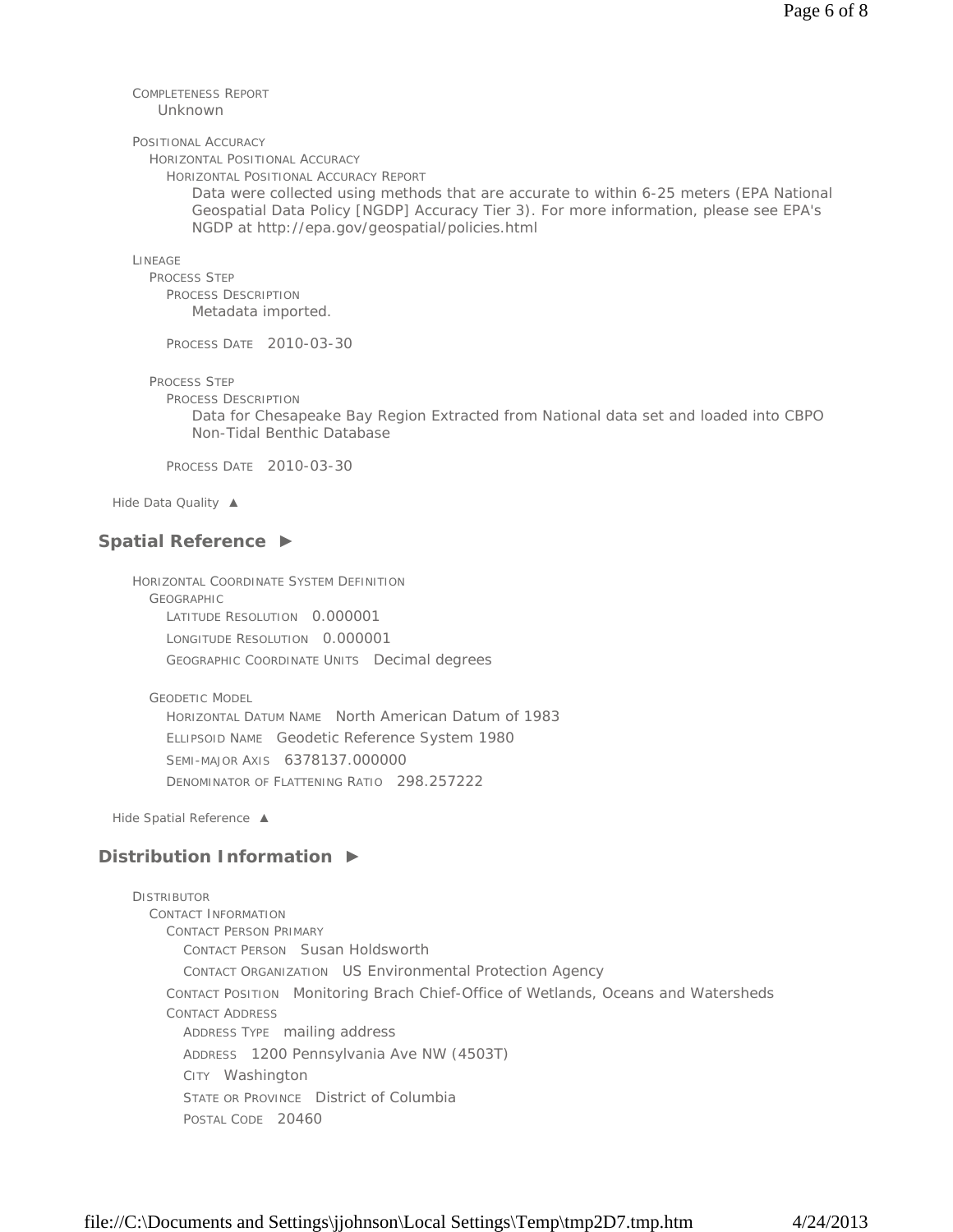COMPLETENESS REPORT
Unknown

POSITIONAL ACCURACY
HORIZONTAL POSITIONAL ACCURACY
HORIZONTAL POSITIONAL ACCURACY REPORT
Data were collected using methods that are accurate to within 6-25 meters (EPA National Geospatial Data Policy [NGDP] Accuracy Tier 3). For more information, please see EPA's NGDP at http://epa.gov/geospatial/policies.html

LINEAGE
PROCESS STEP
PROCESS DESCRIPTION
Metadata imported.

PROCESS DATE 2010-03-30

PROCESS STEP
PROCESS DESCRIPTION
Data for Chesapeake Bay Region Extracted from National data set and loaded into CBPO Non-Tidal Benthic Database

PROCESS DATE 2010-03-30

Hide Data Quality ▲

## Spatial Reference ►

HORIZONTAL COORDINATE SYSTEM DEFINITION
GEOGRAPHIC
LATITUDE RESOLUTION 0.000001
LONGITUDE RESOLUTION 0.000001
GEOGRAPHIC COORDINATE UNITS Decimal degrees

GEODETIC MODEL
HORIZONTAL DATUM NAME North American Datum of 1983
ELLIPSOID NAME Geodetic Reference System 1980
SEMI-MAJOR AXIS 6378137.000000
DENOMINATOR OF FLATTENING RATIO 298.257222

Hide Spatial Reference ▲

## Distribution Information ►

DISTRIBUTOR
CONTACT INFORMATION
CONTACT PERSON PRIMARY
CONTACT PERSON Susan Holdsworth
CONTACT ORGANIZATION US Environmental Protection Agency
CONTACT POSITION Monitoring Brach Chief-Office of Wetlands, Oceans and Watersheds
CONTACT ADDRESS
ADDRESS TYPE mailing address
ADDRESS 1200 Pennsylvania Ave NW (4503T)
CITY Washington
STATE OR PROVINCE District of Columbia
POSTAL CODE 20460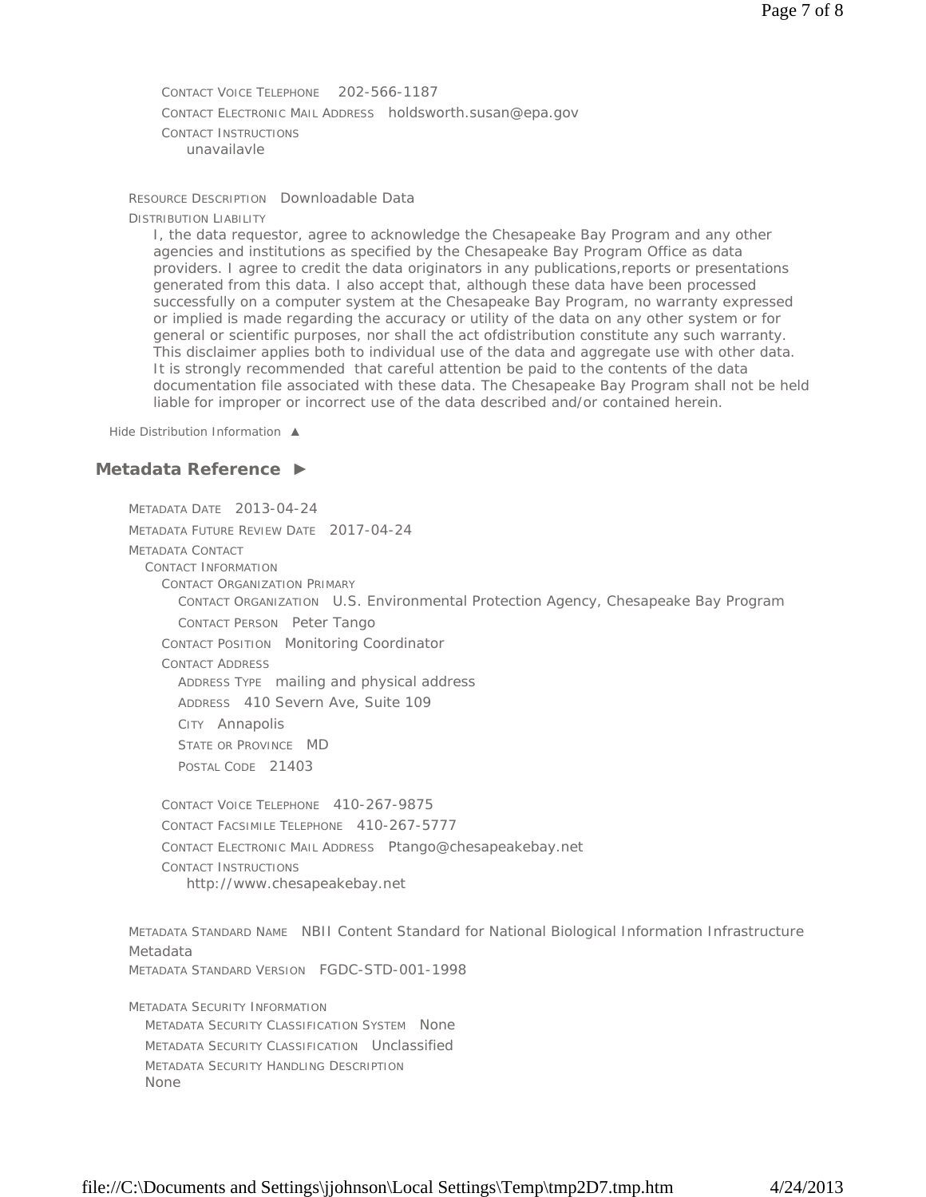CONTACT VOICE TELEPHONE 202-566-1187

CONTACT ELECTRONIC MAIL ADDRESS holdsworth.susan@epa.gov

CONTACT INSTRUCTIONS
unavailavle

RESOURCE DESCRIPTION Downloadable Data

DISTRIBUTION LIABILITY
I, the data requestor, agree to acknowledge the Chesapeake Bay Program and any other agencies and institutions as specified by the Chesapeake Bay Program Office as data providers. I agree to credit the data originators in any publications,reports or presentations generated from this data. I also accept that, although these data have been processed successfully on a computer system at the Chesapeake Bay Program, no warranty expressed or implied is made regarding the accuracy or utility of the data on any other system or for general or scientific purposes, nor shall the act ofdistribution constitute any such warranty. This disclaimer applies both to individual use of the data and aggregate use with other data. It is strongly recommended that careful attention be paid to the contents of the data documentation file associated with these data. The Chesapeake Bay Program shall not be held liable for improper or incorrect use of the data described and/or contained herein.

Hide Distribution Information ▲

## Metadata Reference ►

METADATA DATE 2013-04-24

METADATA FUTURE REVIEW DATE 2017-04-24

METADATA CONTACT
CONTACT INFORMATION
CONTACT ORGANIZATION PRIMARY
CONTACT ORGANIZATION U.S. Environmental Protection Agency, Chesapeake Bay Program

CONTACT PERSON Peter Tango

CONTACT POSITION Monitoring Coordinator

CONTACT ADDRESS
ADDRESS TYPE mailing and physical address

ADDRESS 410 Severn Ave, Suite 109

CITY Annapolis

STATE OR PROVINCE MD

POSTAL CODE 21403

CONTACT VOICE TELEPHONE 410-267-9875

CONTACT FACSIMILE TELEPHONE 410-267-5777

CONTACT ELECTRONIC MAIL ADDRESS Ptango@chesapeakebay.net

CONTACT INSTRUCTIONS
http://www.chesapeakebay.net

METADATA STANDARD NAME NBII Content Standard for National Biological Information Infrastructure Metadata

METADATA STANDARD VERSION FGDC-STD-001-1998

METADATA SECURITY INFORMATION
METADATA SECURITY CLASSIFICATION SYSTEM None

METADATA SECURITY CLASSIFICATION Unclassified

METADATA SECURITY HANDLING DESCRIPTION
None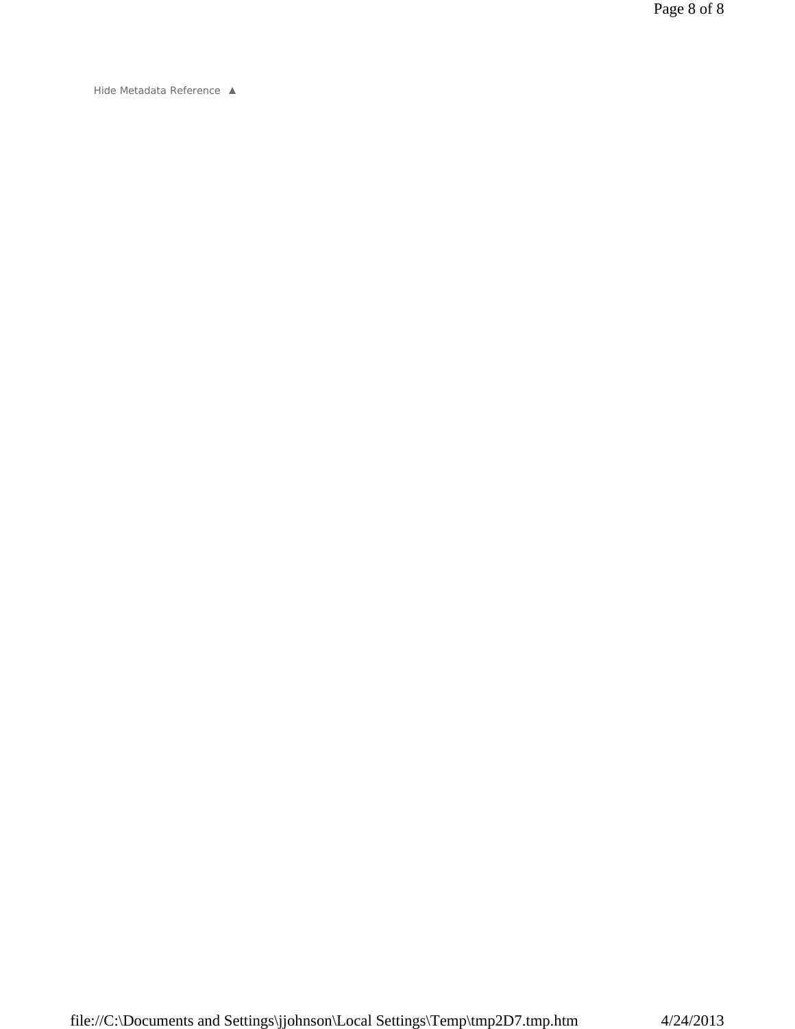Hide Metadata Reference ▲